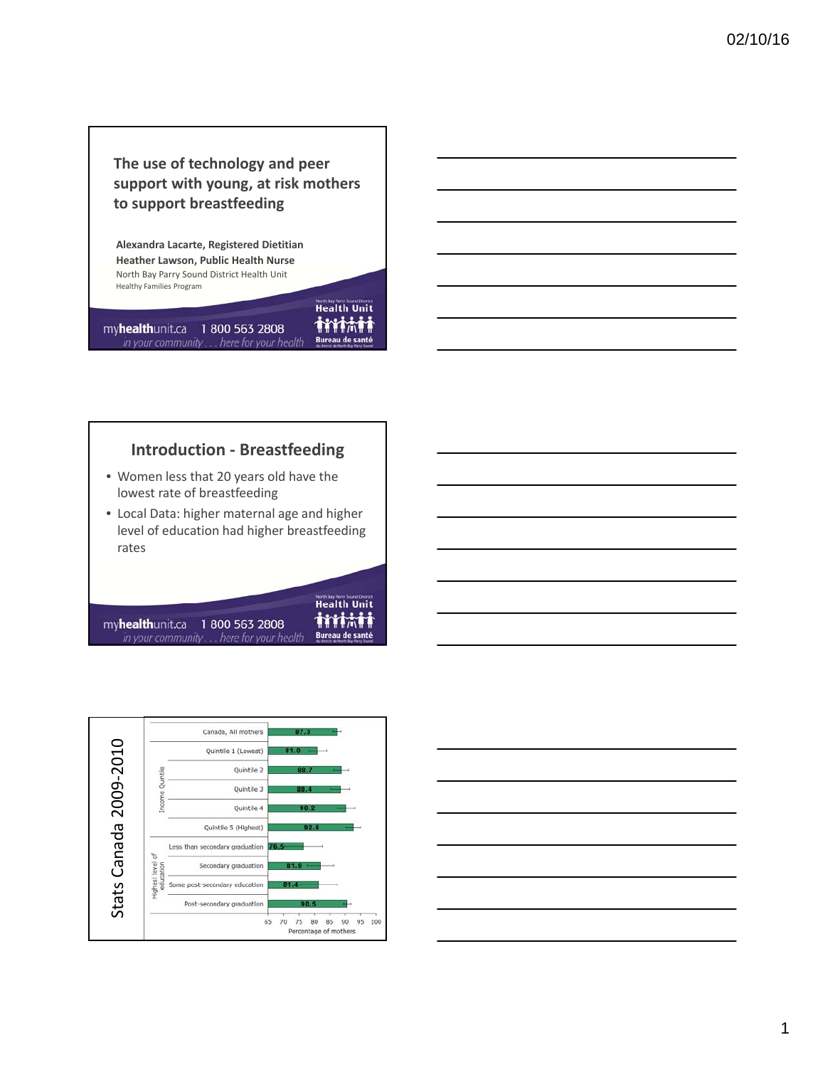## The use of technology and peer support with young, at risk mothers to support breastfeeding

**Alexandra Lacarte, Registered Dietitian**
**Heather Lawson, Public Health Nurse**
North Bay Parry Sound District Health Unit
Healthy Families Program

myhealthunit.ca 1 800 563 2808
*in your community . . . here for your health*

## Introduction - Breastfeeding

- Women less that 20 years old have the lowest rate of breastfeeding
- Local Data: higher maternal age and higher level of education had higher breastfeeding rates

myhealthunit.ca 1 800 563 2808
*in your community . . . here for your health*

## Stats Canada 2009-2010

| Category | Group | Percentage of mothers |
|---|---|---|
| | Canada, All mothers | 87.3 |
| Income Quintile | Quintile 1 (Lowest) | 81.0 |
| | Quintile 2 | 88.7 |
| | Quintile 3 | 88.4 |
| | Quintile 4 | 90.2 |
| | Quintile 5 (Highest) | 92.6 |
| Highest level of education | Less than secondary graduation | 76.5 |
| | Secondary graduation | 81.9 |
| | Some post-secondary education | 81.4 |
| | Post-secondary graduation | 90.5 |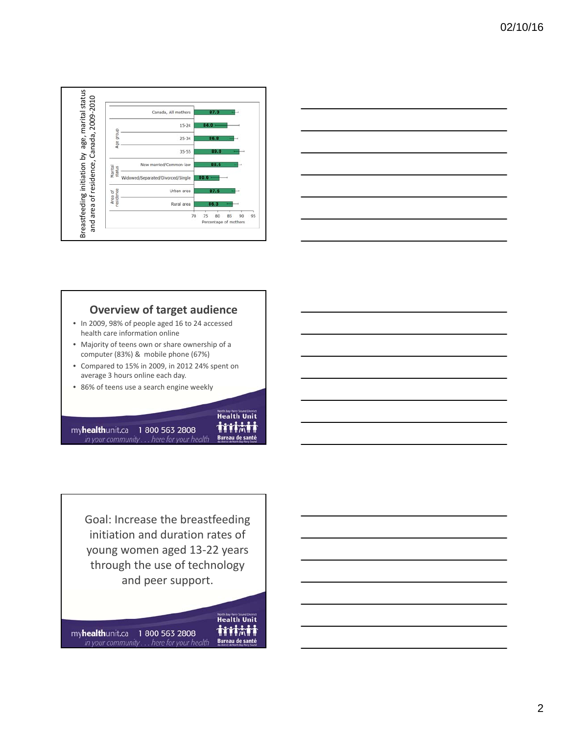Breastfeeding initiation by age, marital status and area of residence, Canada, 2009-2010

| Category | Group | Percentage of mothers |
| --- | --- | --- |
| | Canada, All mothers | 87.3 |
| Age group | 15-24 | 84.0 |
| | 25-34 | 86.8 |
| | 35-55 | 89.0 |
| Marital status | Now married/Common-law | 88.5 |
| | Widowed/Separated/Divorced/Single | 80.6 |
| Area of residence | Urban area | 87.5 |
| | Rural area | 86.3 |

## Overview of target audience

- In 2009, 98% of people aged 16 to 24 accessed health care information online
- Majority of teens own or share ownership of a computer (83%) & mobile phone (67%)
- Compared to 15% in 2009, in 2012 24% spent on average 3 hours online each day.
- 86% of teens use a search engine weekly

myhealthunit.ca 1 800 563 2808
*in your community . . . here for your health*

Goal: Increase the breastfeeding initiation and duration rates of young women aged 13-22 years through the use of technology and peer support.

myhealthunit.ca 1 800 563 2808
*in your community . . . here for your health*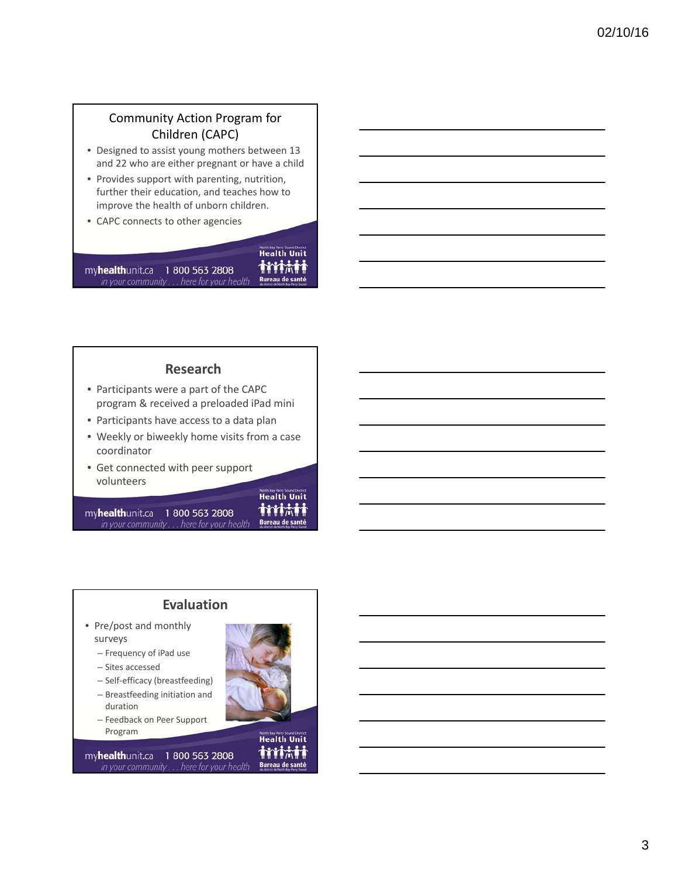## Community Action Program for Children (CAPC)

- Designed to assist young mothers between 13 and 22 who are either pregnant or have a child
- Provides support with parenting, nutrition, further their education, and teaches how to improve the health of unborn children.
- CAPC connects to other agencies

## Research

- Participants were a part of the CAPC program & received a preloaded iPad mini
- Participants have access to a data plan
- Weekly or biweekly home visits from a case coordinator
- Get connected with peer support volunteers

## Evaluation

- Pre/post and monthly surveys
  - Frequency of iPad use
  - Sites accessed
  - Self-efficacy (breastfeeding)
  - Breastfeeding initiation and duration
  - Feedback on Peer Support Program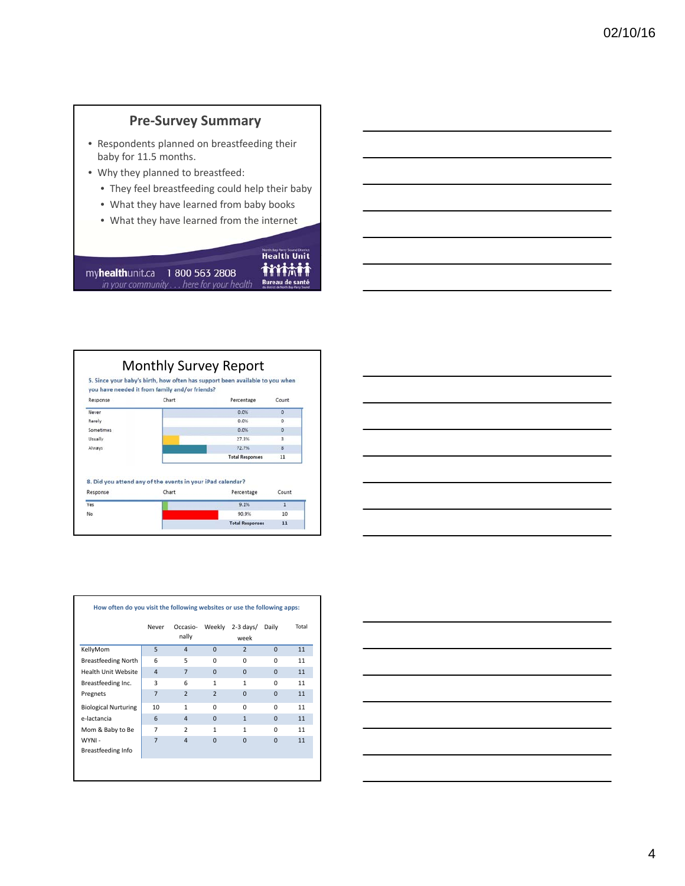## Pre-Survey Summary

- Respondents planned on breastfeeding their baby for 11.5 months.
- Why they planned to breastfeed:
  - They feel breastfeeding could help their baby
  - What they have learned from baby books
  - What they have learned from the internet

myhealthunit.ca 1 800 563 2808
*in your community . . . here for your health*

North Bay Parry Sound District Health Unit
Bureau de santé du district de North Bay-Parry Sound

## Monthly Survey Report

**5. Since your baby's birth, how often has support been available to you when you have needed it from family and/or friends?**

| Response | Percentage | Count |
|---|---|---|
| Never | 0.0% | 0 |
| Rarely | 0.0% | 0 |
| Sometimes | 0.0% | 0 |
| Usually | 27.3% | 3 |
| Always | 72.7% | 8 |
| | Total Responses | 11 |

**8. Did you attend any of the events in your iPad calendar?**

| Response | Percentage | Count |
|---|---|---|
| Yes | 9.1% | 1 |
| No | 90.9% | 10 |
| | Total Responses | 11 |

**How often do you visit the following websites or use the following apps:**

| | Never | Occasio-nally | Weekly | 2-3 days/ week | Daily | Total |
|---|---|---|---|---|---|---|
| KellyMom | 5 | 4 | 0 | 2 | 0 | 11 |
| Breastfeeding North | 6 | 5 | 0 | 0 | 0 | 11 |
| Health Unit Website | 4 | 7 | 0 | 0 | 0 | 11 |
| Breastfeeding Inc. | 3 | 6 | 1 | 1 | 0 | 11 |
| Pregnets | 7 | 2 | 2 | 0 | 0 | 11 |
| Biological Nurturing | 10 | 1 | 0 | 0 | 0 | 11 |
| e-lactancia | 6 | 4 | 0 | 1 | 0 | 11 |
| Mom & Baby to Be | 7 | 2 | 1 | 1 | 0 | 11 |
| WYNI - Breastfeeding Info | 7 | 4 | 0 | 0 | 0 | 11 |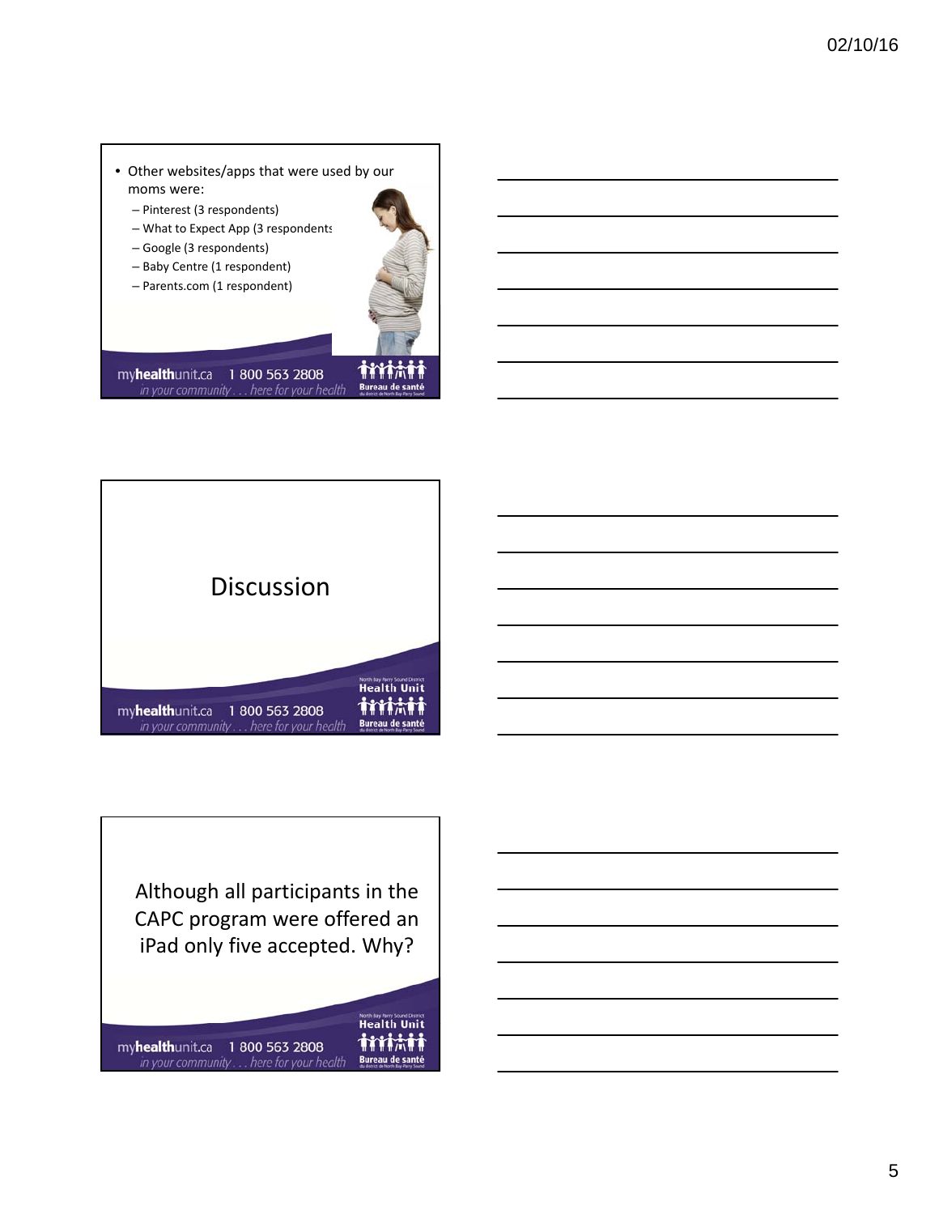- Other websites/apps that were used by our moms were:
  - Pinterest (3 respondents)
  - What to Expect App (3 respondents
  - Google (3 respondents)
  - Baby Centre (1 respondent)
  - Parents.com (1 respondent)

myhealthunit.ca 1 800 563 2808
*in your community . . . here for your health*
Bureau de santé

# Discussion

myhealthunit.ca 1 800 563 2808
*in your community . . . here for your health*
North Bay Parry Sound District Health Unit
Bureau de santé

Although all participants in the CAPC program were offered an iPad only five accepted. Why?

myhealthunit.ca 1 800 563 2808
*in your community . . . here for your health*
North Bay Parry Sound District Health Unit
Bureau de santé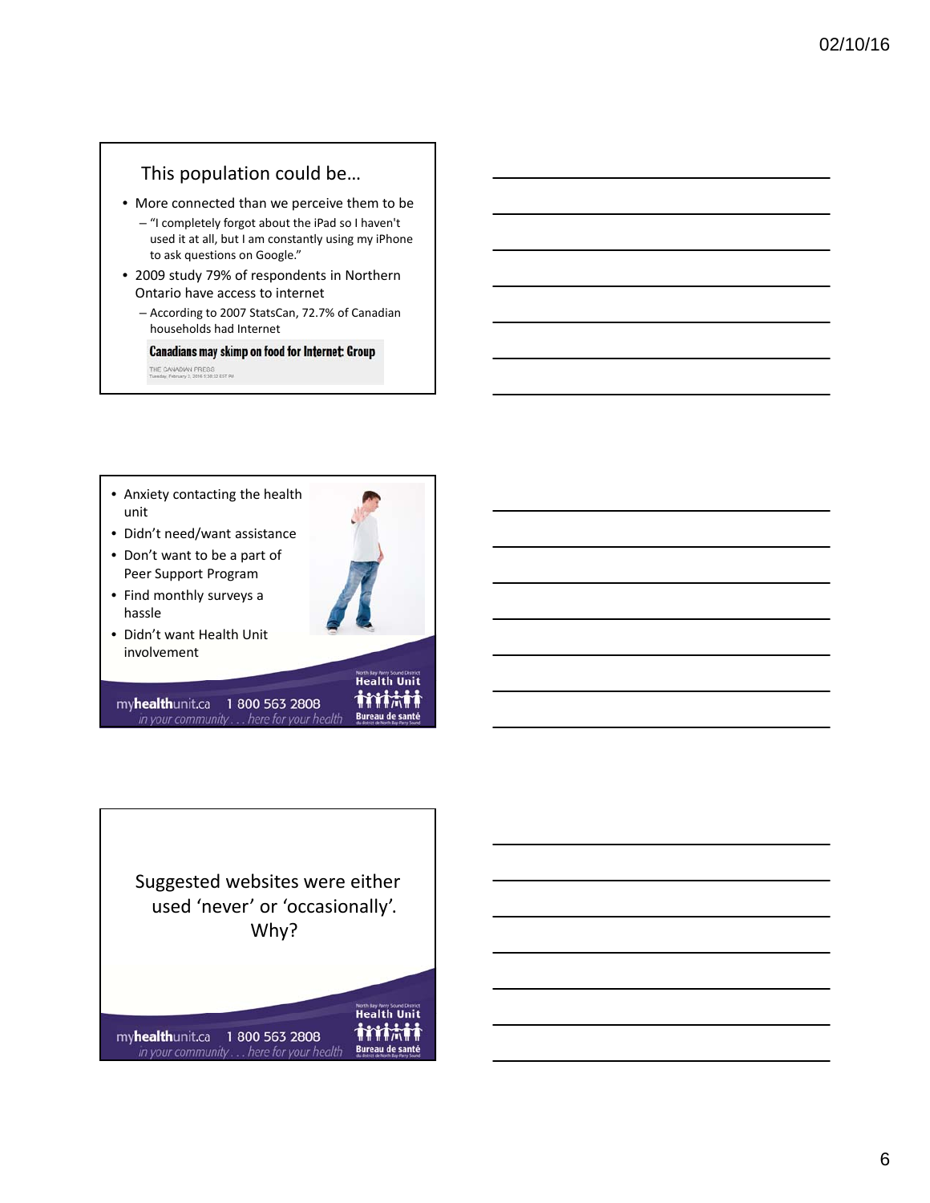## This population could be…

- More connected than we perceive them to be
  - "I completely forgot about the iPad so I haven't used it at all, but I am constantly using my iPhone to ask questions on Google."
- 2009 study 79% of respondents in Northern Ontario have access to internet
  - According to 2007 StatsCan, 72.7% of Canadian households had Internet

**Canadians may skimp on food for Internet: Group**

THE CANADIAN PRESS
Tuesday, February 2, 2010 5:30:12 EST PM

---

- Anxiety contacting the health unit
- Didn't need/want assistance
- Don't want to be a part of Peer Support Program
- Find monthly surveys a hassle
- Didn't want Health Unit involvement

myhealthunit.ca 1 800 563 2808
*in your community . . . here for your health*

North Bay Parry Sound District Health Unit
Bureau de santé du district de North Bay-Parry Sound

---

Suggested websites were either used 'never' or 'occasionally'. Why?

myhealthunit.ca 1 800 563 2808
*in your community . . . here for your health*

North Bay Parry Sound District Health Unit
Bureau de santé du district de North Bay-Parry Sound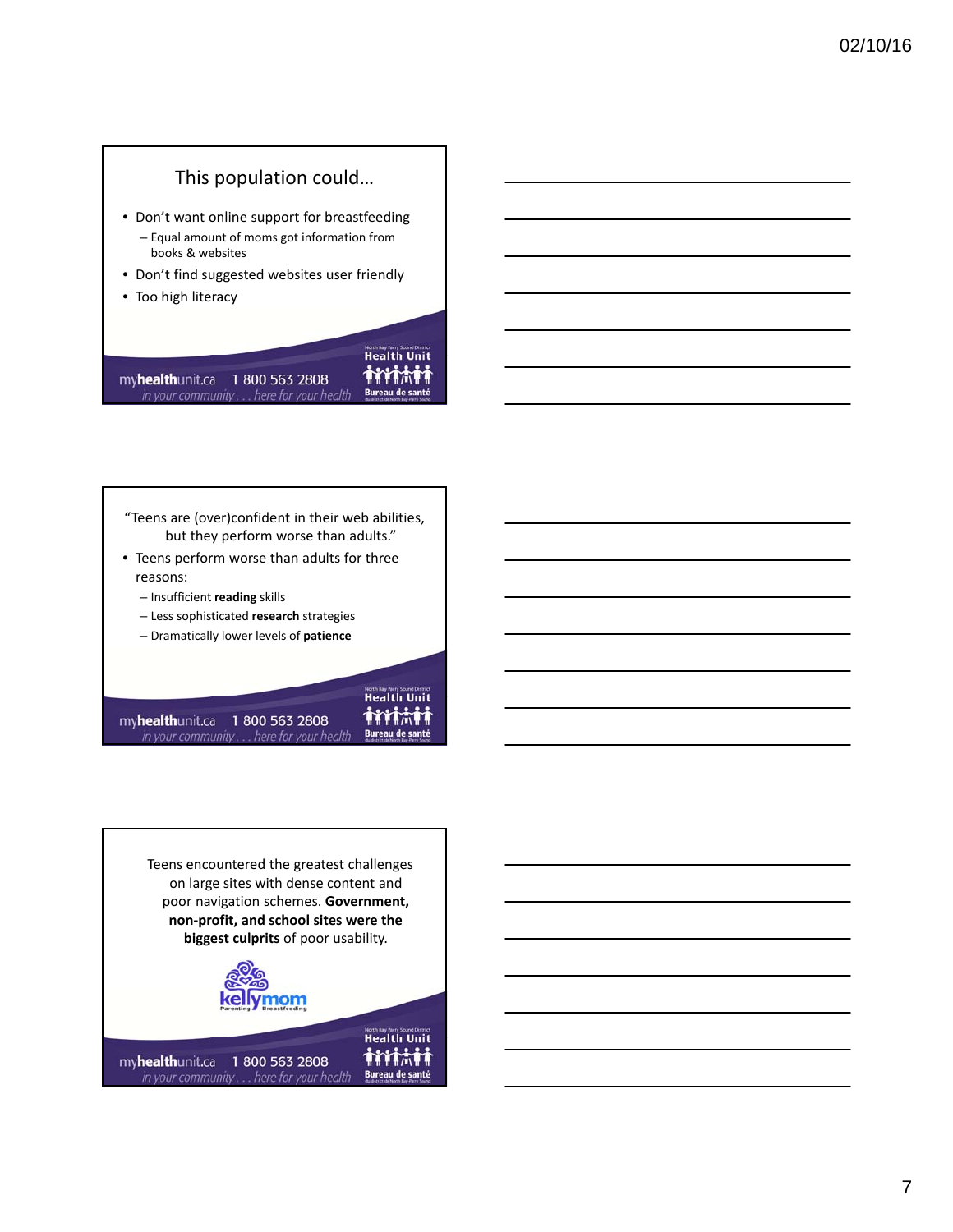## This population could…

- Don't want online support for breastfeeding
  - Equal amount of moms got information from books & websites
- Don't find suggested websites user friendly
- Too high literacy

"Teens are (over)confident in their web abilities, but they perform worse than adults."

- Teens perform worse than adults for three reasons:
  - Insufficient **reading** skills
  - Less sophisticated **research** strategies
  - Dramatically lower levels of **patience**

Teens encountered the greatest challenges on large sites with dense content and poor navigation schemes. **Government, non-profit, and school sites were the biggest culprits** of poor usability.

kellymom Parenting Breastfeeding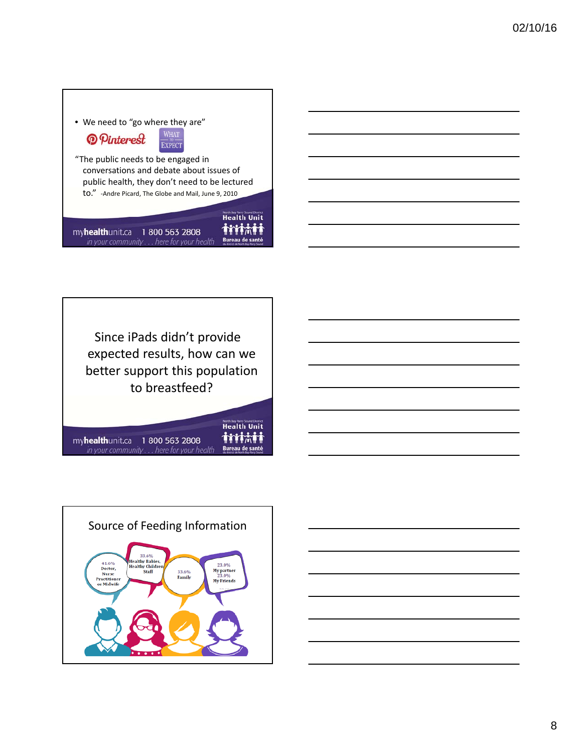- We need to "go where they are"

Pinterest | What to Expect

"The public needs to be engaged in conversations and debate about issues of public health, they don't need to be lectured to." -Andre Picard, The Globe and Mail, June 9, 2010

myhealthunit.ca 1 800 563 2808
in your community . . . here for your health

---

Since iPads didn't provide expected results, how can we better support this population to breastfeed?

myhealthunit.ca 1 800 563 2808
in your community . . . here for your health

---

## Source of Feeding Information

- 41.0% Doctor, Nurse Practitioner or Midwife
- 33.6% Healthy Babies, Healthy Children Staff
- 33.6% Family
- 23.0% My partner
- 23.0% My Friends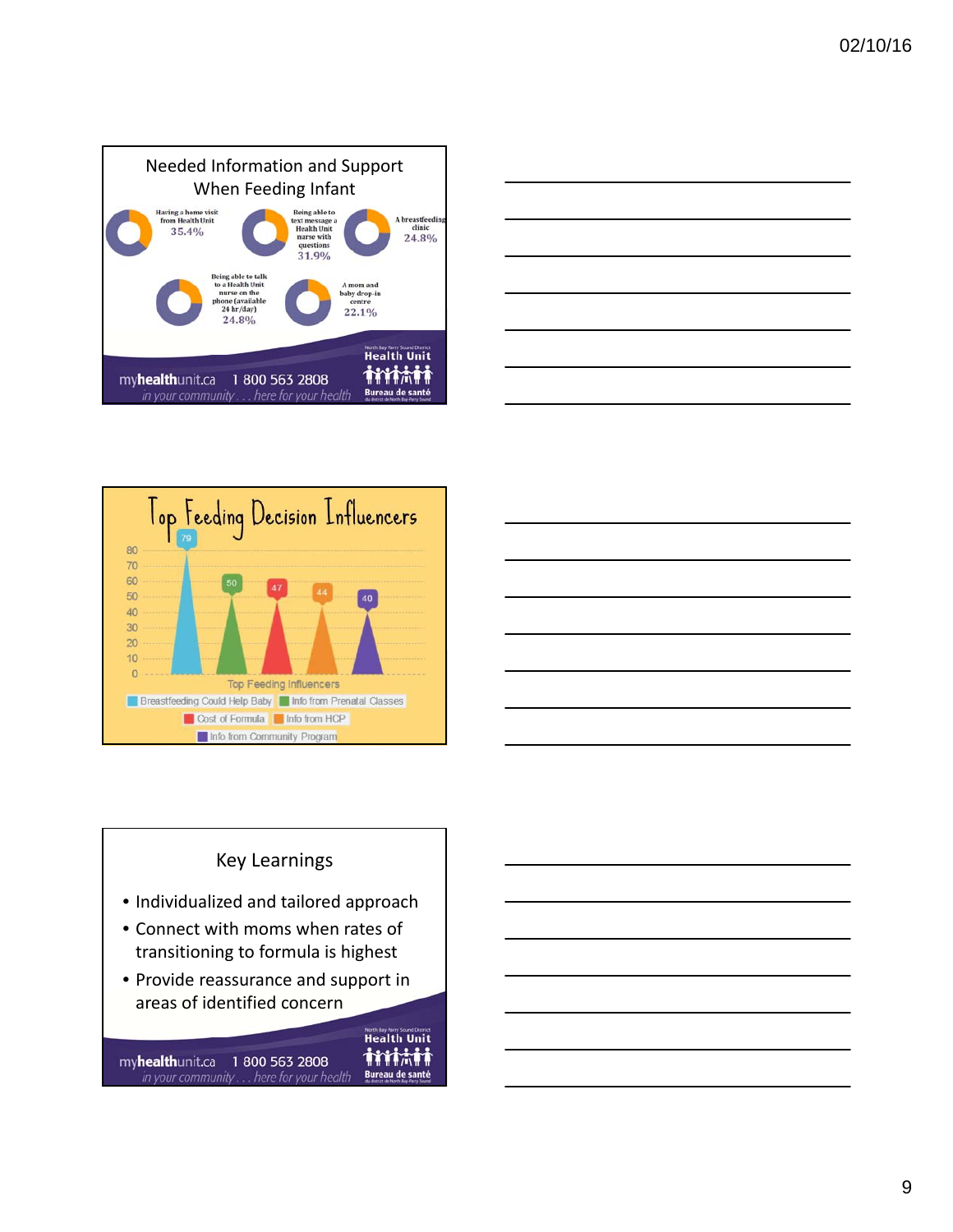## Needed Information and Support When Feeding Infant

- Having a home visit from Health Unit: 35.4%
- Being able to text message a Health Unit nurse with questions: 31.9%
- A breastfeeding clinic: 24.8%
- Being able to talk to a Health Unit nurse on the phone (available 24 hr/day): 24.8%
- A mom and baby drop-in centre: 22.1%

myhealthunit.ca 1 800 563 2808
*in your community . . . here for your health*

North Bay Parry Sound District Health Unit
Bureau de santé du district de North Bay-Parry Sound

## Top Feeding Decision Influencers

| Top Feeding Influencers | Value |
|---|---|
| Breastfeeding Could Help Baby | 79 |
| Info from Prenatal Classes | 50 |
| Cost of Formula | 47 |
| Info from HCP | 44 |
| Info from Community Program | 40 |

## Key Learnings

- Individualized and tailored approach
- Connect with moms when rates of transitioning to formula is highest
- Provide reassurance and support in areas of identified concern

myhealthunit.ca 1 800 563 2808
*in your community . . . here for your health*

North Bay Parry Sound District Health Unit
Bureau de santé du district de North Bay-Parry Sound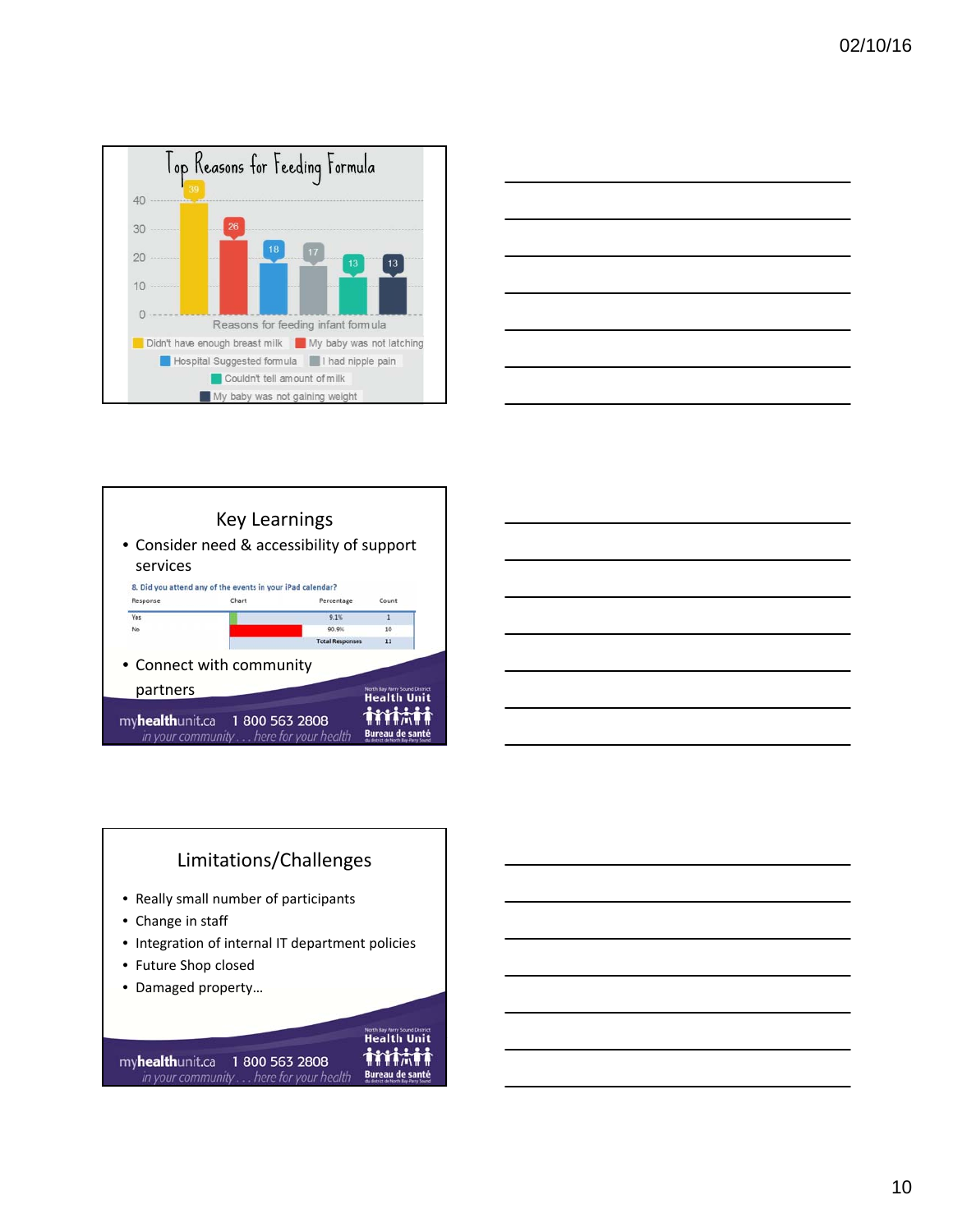## Top Reasons for Feeding Formula

Reasons for feeding infant formula

| Reason | Count |
|---|---|
| Didn't have enough breast milk | 39 |
| My baby was not latching | 26 |
| Hospital Suggested formula | 18 |
| I had nipple pain | 17 |
| Couldn't tell amount of milk | 13 |
| My baby was not gaining weight | 13 |

## Key Learnings

- Consider need & accessibility of support services

8. Did you attend any of the events in your iPad calendar?

| Response | Chart | Percentage | Count |
|---|---|---|---|
| Yes | | 9.1% | 1 |
| No | | 90.9% | 10 |
| | | Total Responses | 11 |

- Connect with community partners

myhealthunit.ca 1 800 563 2808
*in your community . . . here for your health*

North Bay Parry Sound District Health Unit
Bureau de santé du district de North Bay-Parry Sound

## Limitations/Challenges

- Really small number of participants
- Change in staff
- Integration of internal IT department policies
- Future Shop closed
- Damaged property…

myhealthunit.ca 1 800 563 2808
*in your community . . . here for your health*

North Bay Parry Sound District Health Unit
Bureau de santé du district de North Bay-Parry Sound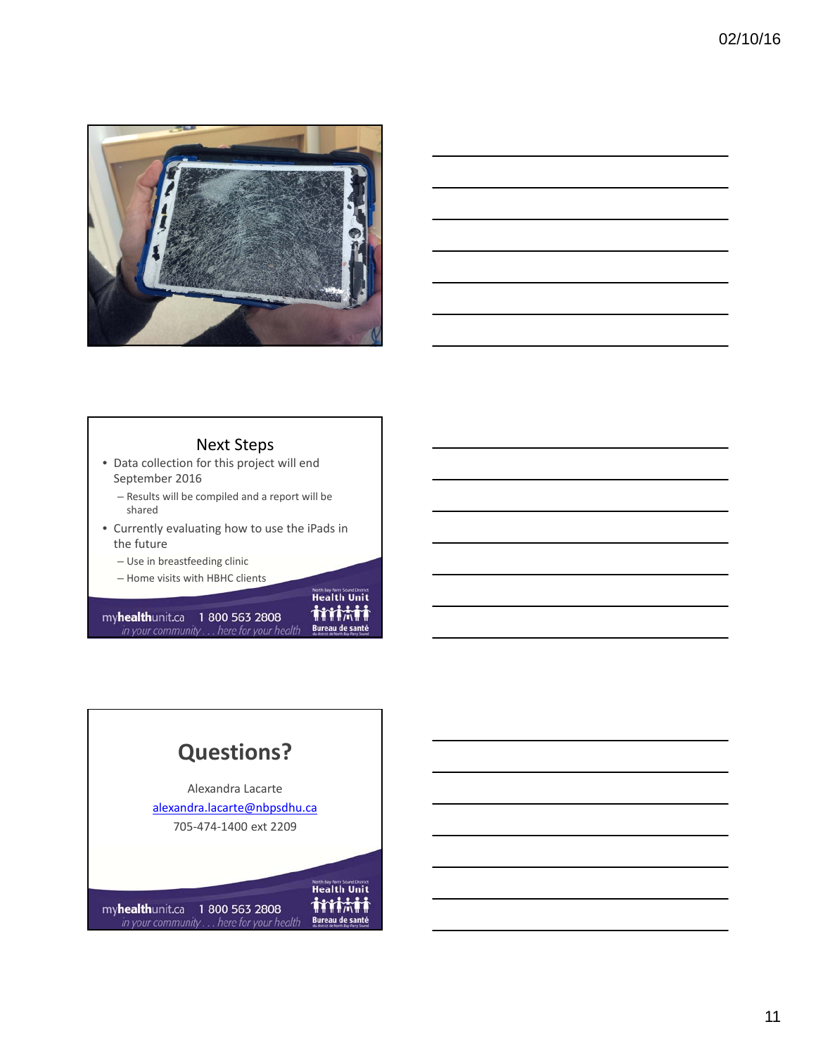## Next Steps

- Data collection for this project will end September 2016
  - Results will be compiled and a report will be shared
- Currently evaluating how to use the iPads in the future
  - Use in breastfeeding clinic
  - Home visits with HBHC clients

myhealthunit.ca 1 800 563 2808
in your community . . . here for your health

North Bay Parry Sound District Health Unit
Bureau de santé du district de North Bay-Parry Sound

# Questions?

Alexandra Lacarte
alexandra.lacarte@nbpsdhu.ca
705-474-1400 ext 2209

myhealthunit.ca 1 800 563 2808
in your community . . . here for your health

North Bay Parry Sound District Health Unit
Bureau de santé du district de North Bay-Parry Sound